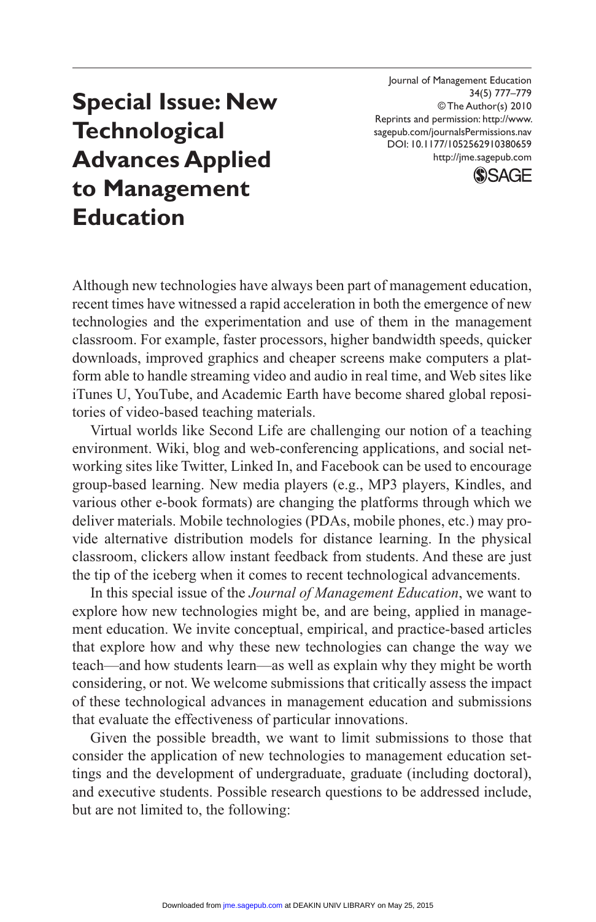# Special Issue: New Technological Advances Applied to Management Education

Although new technologies have always been part of management education, recent times have witnessed a rapid acceleration in both the emergence of new technologies and the experimentation and use of them in the management classroom. For example, faster processors, higher bandwidth speeds, quicker downloads, improved graphics and cheaper screens make computers a platform able to handle streaming video and audio in real time, and Web sites like iTunes U, YouTube, and Academic Earth have become shared global repositories of video-based teaching materials.

Virtual worlds like Second Life are challenging our notion of a teaching environment. Wiki, blog and web-conferencing applications, and social networking sites like Twitter, Linked In, and Facebook can be used to encourage group-based learning. New media players (e.g., MP3 players, Kindles, and various other e-book formats) are changing the platforms through which we deliver materials. Mobile technologies (PDAs, mobile phones, etc.) may provide alternative distribution models for distance learning. In the physical classroom, clickers allow instant feedback from students. And these are just the tip of the iceberg when it comes to recent technological advancements.

In this special issue of the *Journal of Management Education*, we want to explore how new technologies might be, and are being, applied in management education. We invite conceptual, empirical, and practice-based articles that explore how and why these new technologies can change the way we teach—and how students learn—as well as explain why they might be worth considering, or not. We welcome submissions that critically assess the impact of these technological advances in management education and submissions that evaluate the effectiveness of particular innovations.

Given the possible breadth, we want to limit submissions to those that consider the application of new technologies to management education settings and the development of undergraduate, graduate (including doctoral), and executive students. Possible research questions to be addressed include, but are not limited to, the following: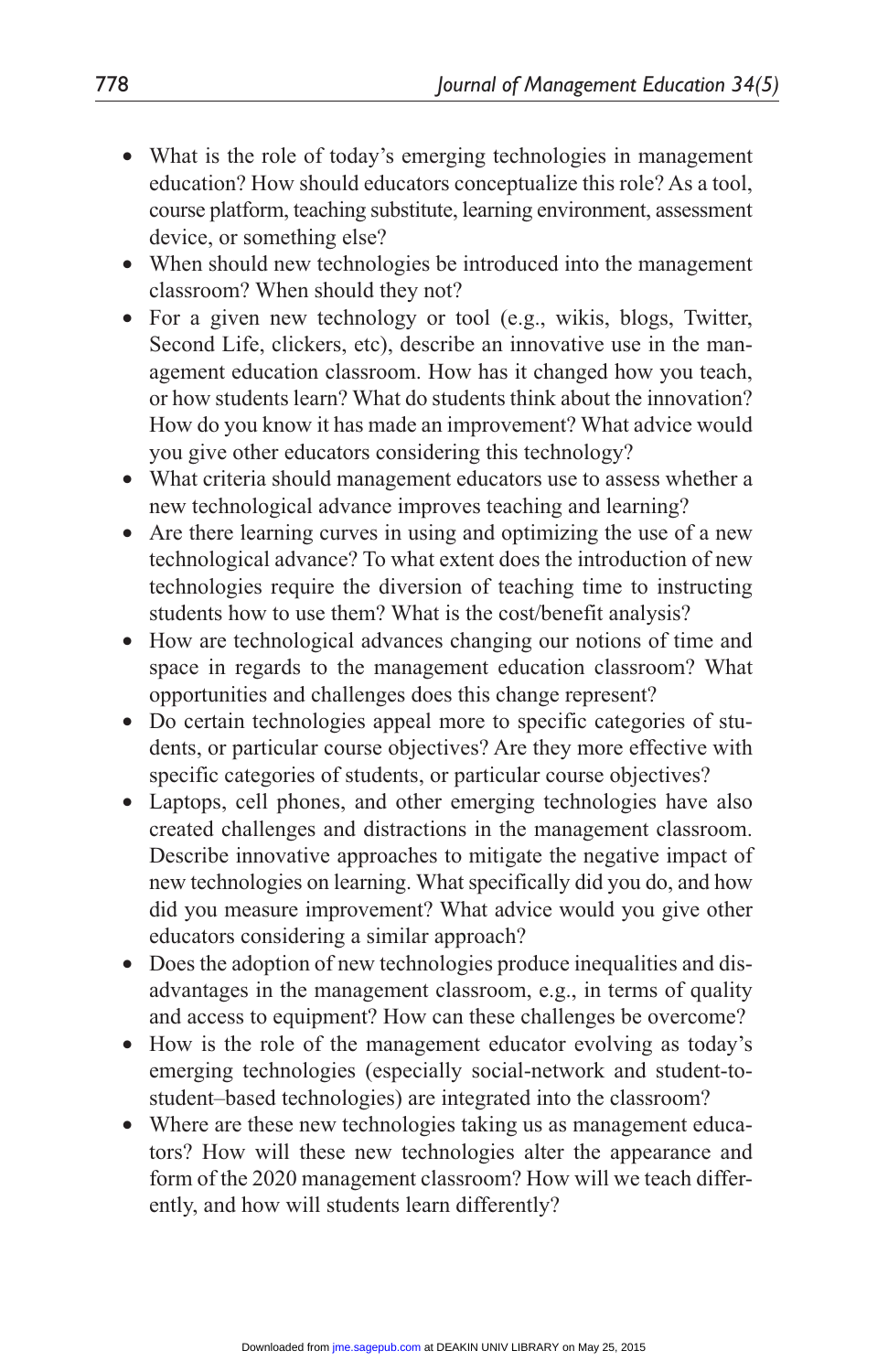- What is the role of today's emerging technologies in management education? How should educators conceptualize this role? As a tool, course platform, teaching substitute, learning environment, assessment device, or something else?
- When should new technologies be introduced into the management classroom? When should they not?
- For a given new technology or tool (e.g., wikis, blogs, Twitter, Second Life, clickers, etc), describe an innovative use in the management education classroom. How has it changed how you teach, or how students learn? What do students think about the innovation? How do you know it has made an improvement? What advice would you give other educators considering this technology?
- What criteria should management educators use to assess whether a new technological advance improves teaching and learning?
- Are there learning curves in using and optimizing the use of a new technological advance? To what extent does the introduction of new technologies require the diversion of teaching time to instructing students how to use them? What is the cost/benefit analysis?
- How are technological advances changing our notions of time and space in regards to the management education classroom? What opportunities and challenges does this change represent?
- Do certain technologies appeal more to specific categories of students, or particular course objectives? Are they more effective with specific categories of students, or particular course objectives?
- Laptops, cell phones, and other emerging technologies have also created challenges and distractions in the management classroom. Describe innovative approaches to mitigate the negative impact of new technologies on learning. What specifically did you do, and how did you measure improvement? What advice would you give other educators considering a similar approach?
- Does the adoption of new technologies produce inequalities and disadvantages in the management classroom, e.g., in terms of quality and access to equipment? How can these challenges be overcome?
- How is the role of the management educator evolving as today's emerging technologies (especially social-network and student-to-student–based technologies) are integrated into the classroom?
- Where are these new technologies taking us as management educators? How will these new technologies alter the appearance and form of the 2020 management classroom? How will we teach differently, and how will students learn differently?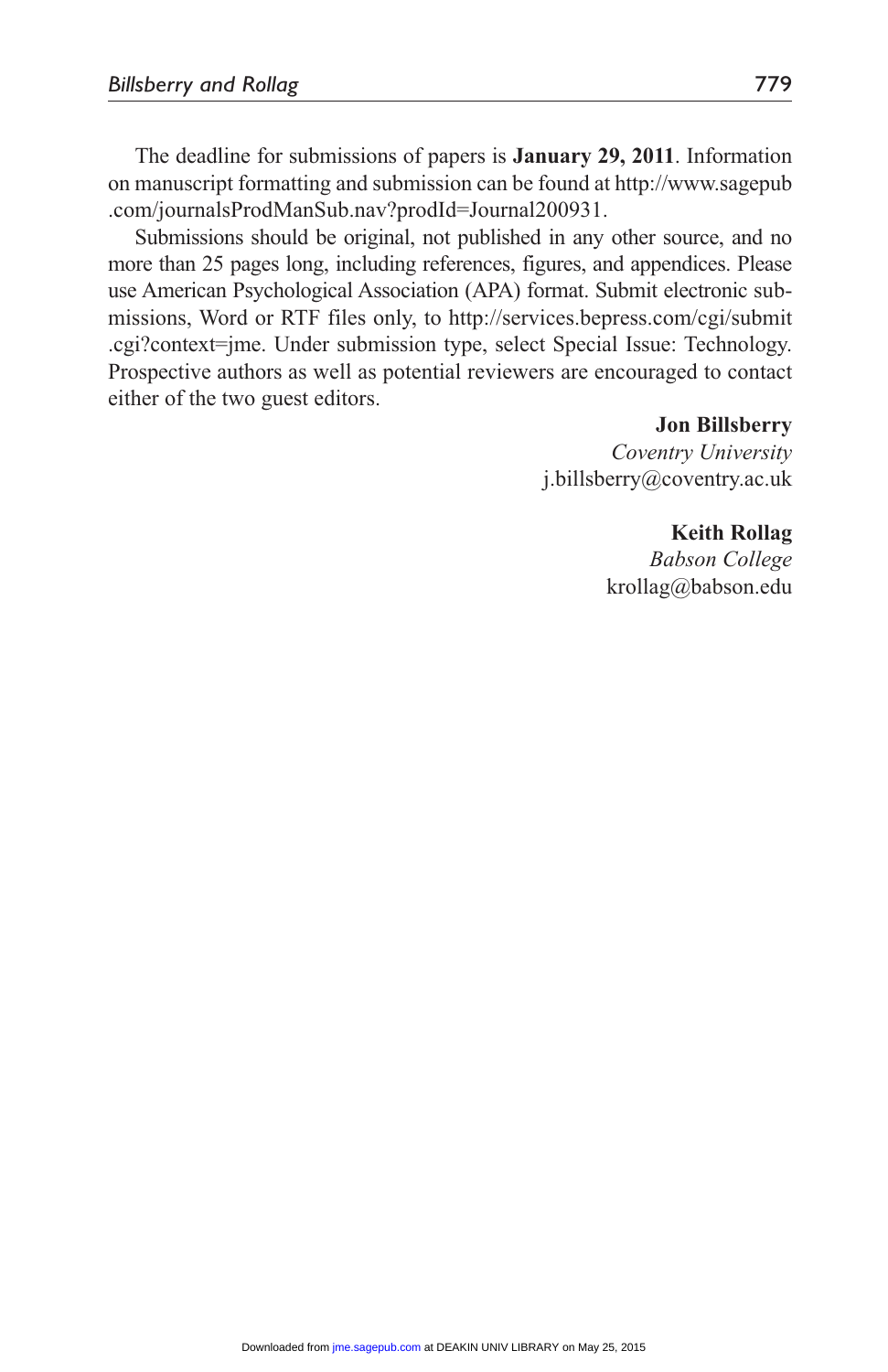The deadline for submissions of papers is **January 29, 2011**. Information on manuscript formatting and submission can be found at http://www.sagepub.com/journalsProdManSub.nav?prodId=Journal200931.

Submissions should be original, not published in any other source, and no more than 25 pages long, including references, figures, and appendices. Please use American Psychological Association (APA) format. Submit electronic submissions, Word or RTF files only, to http://services.bepress.com/cgi/submit.cgi?context=jme. Under submission type, select Special Issue: Technology. Prospective authors as well as potential reviewers are encouraged to contact either of the two guest editors.

**Jon Billsberry**
*Coventry University*
j.billsberry@coventry.ac.uk

**Keith Rollag**
*Babson College*
krollag@babson.edu